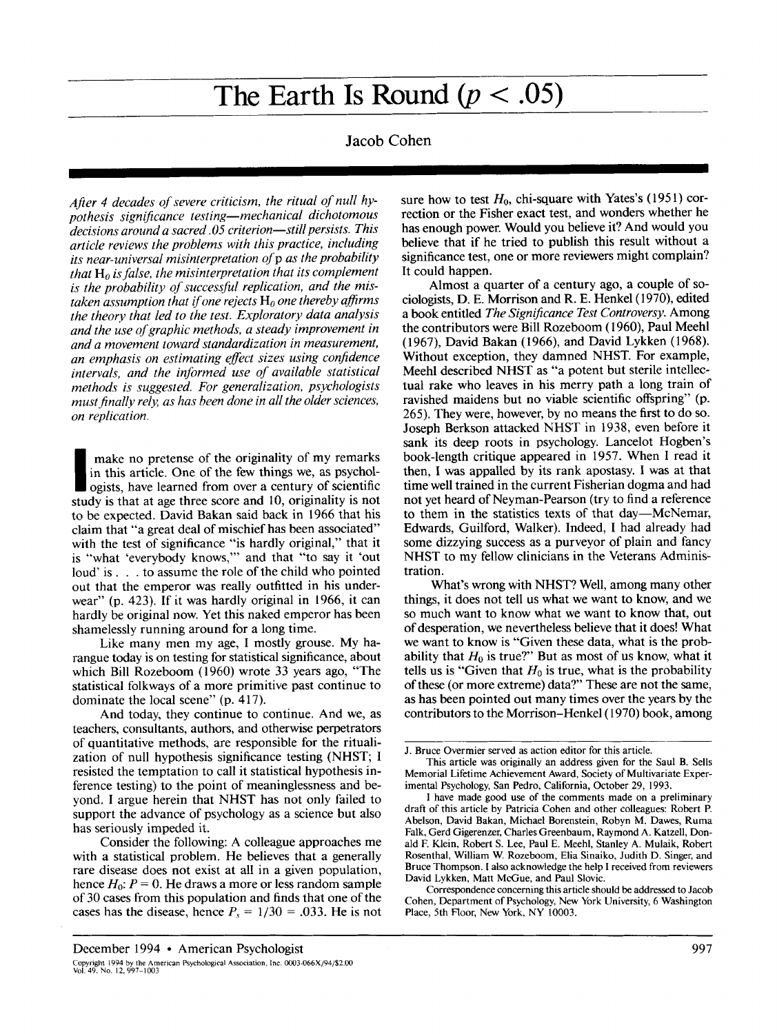# The Earth Is Round ($p < .05$)

Jacob Cohen

*After 4 decades of severe criticism, the ritual of null hypothesis significance testing—mechanical dichotomous decisions around a sacred .05 criterion—still persists. This article reviews the problems with this practice, including its near-universal misinterpretation of* p *as the probability that $H_0$ is false, the misinterpretation that its complement is the probability of successful replication, and the mistaken assumption that if one rejects $H_0$ one thereby affirms the theory that led to the test. Exploratory data analysis and the use of graphic methods, a steady improvement in and a movement toward standardization in measurement, an emphasis on estimating effect sizes using confidence intervals, and the informed use of available statistical methods is suggested. For generalization, psychologists must finally rely, as has been done in all the older sciences, on replication.*

I make no pretense of the originality of my remarks in this article. One of the few things we, as psychologists, have learned from over a century of scientific study is that at age three score and 10, originality is not to be expected. David Bakan said back in 1966 that his claim that "a great deal of mischief has been associated" with the test of significance "is hardly original," that it is "what 'everybody knows,'" and that "to say it 'out loud' is . . . to assume the role of the child who pointed out that the emperor was really outfitted in his underwear" (p. 423). If it was hardly original in 1966, it can hardly be original now. Yet this naked emperor has been shamelessly running around for a long time.

Like many men my age, I mostly grouse. My harangue today is on testing for statistical significance, about which Bill Rozeboom (1960) wrote 33 years ago, "The statistical folkways of a more primitive past continue to dominate the local scene" (p. 417).

And today, they continue to continue. And we, as teachers, consultants, authors, and otherwise perpetrators of quantitative methods, are responsible for the ritualization of null hypothesis significance testing (NHST; I resisted the temptation to call it statistical hypothesis inference testing) to the point of meaninglessness and beyond. I argue herein that NHST has not only failed to support the advance of psychology as a science but also has seriously impeded it.

Consider the following: A colleague approaches me with a statistical problem. He believes that a generally rare disease does not exist at all in a given population, hence $H_0$: $P = 0$. He draws a more or less random sample of 30 cases from this population and finds that one of the cases has the disease, hence $P_s = 1/30 = .033$. He is not sure how to test $H_0$, chi-square with Yates's (1951) correction or the Fisher exact test, and wonders whether he has enough power. Would you believe it? And would you believe that if he tried to publish this result without a significance test, one or more reviewers might complain? It could happen.

Almost a quarter of a century ago, a couple of sociologists, D. E. Morrison and R. E. Henkel (1970), edited a book entitled *The Significance Test Controversy*. Among the contributors were Bill Rozeboom (1960), Paul Meehl (1967), David Bakan (1966), and David Lykken (1968). Without exception, they damned NHST. For example, Meehl described NHST as "a potent but sterile intellectual rake who leaves in his merry path a long train of ravished maidens but no viable scientific offspring" (p. 265). They were, however, by no means the first to do so. Joseph Berkson attacked NHST in 1938, even before it sank its deep roots in psychology. Lancelot Hogben's book-length critique appeared in 1957. When I read it then, I was appalled by its rank apostasy. I was at that time well trained in the current Fisherian dogma and had not yet heard of Neyman-Pearson (try to find a reference to them in the statistics texts of that day—McNemar, Edwards, Guilford, Walker). Indeed, I had already had some dizzying success as a purveyor of plain and fancy NHST to my fellow clinicians in the Veterans Administration.

What's wrong with NHST? Well, among many other things, it does not tell us what we want to know, and we so much want to know what we want to know that, out of desperation, we nevertheless believe that it does! What we want to know is "Given these data, what is the probability that $H_0$ is true?" But as most of us know, what it tells us is "Given that $H_0$ is true, what is the probability of these (or more extreme) data?" These are not the same, as has been pointed out many times over the years by the contributors to the Morrison–Henkel (1970) book, among

---

J. Bruce Overmier served as action editor for this article.

This article was originally an address given for the Saul B. Sells Memorial Lifetime Achievement Award, Society of Multivariate Experimental Psychology, San Pedro, California, October 29, 1993.

I have made good use of the comments made on a preliminary draft of this article by Patricia Cohen and other colleagues: Robert P. Abelson, David Bakan, Michael Borenstein, Robyn M. Dawes, Ruma Falk, Gerd Gigerenzer, Charles Greenbaum, Raymond A. Katzell, Donald F. Klein, Robert S. Lee, Paul E. Meehl, Stanley A. Mulaik, Robert Rosenthal, William W. Rozeboom, Elia Sinaiko, Judith D. Singer, and Bruce Thompson. I also acknowledge the help I received from reviewers David Lykken, Matt McGue, and Paul Slovic.

Correspondence concerning this article should be addressed to Jacob Cohen, Department of Psychology, New York University, 6 Washington Place, 5th Floor, New York, NY 10003.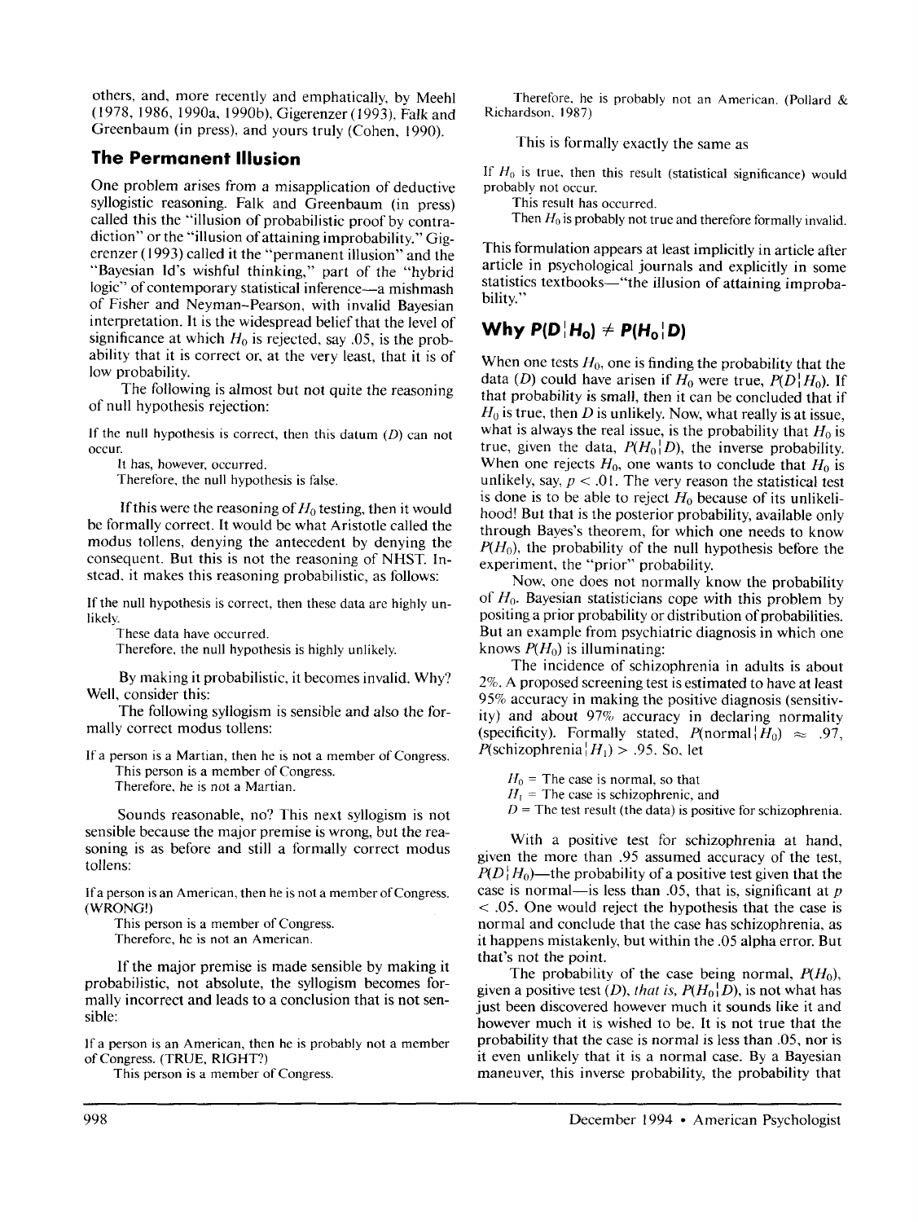others, and, more recently and emphatically, by Meehl (1978, 1986, 1990a, 1990b), Gigerenzer (1993), Falk and Greenbaum (in press), and yours truly (Cohen, 1990).

## The Permanent Illusion

One problem arises from a misapplication of deductive syllogistic reasoning. Falk and Greenbaum (in press) called this the "illusion of probabilistic proof by contradiction" or the "illusion of attaining improbability." Gigerenzer (1993) called it the "permanent illusion" and the "Bayesian Id's wishful thinking," part of the "hybrid logic" of contemporary statistical inference—a mishmash of Fisher and Neyman–Pearson, with invalid Bayesian interpretation. It is the widespread belief that the level of significance at which $H_0$ is rejected, say .05, is the probability that it is correct or, at the very least, that it is of low probability.

The following is almost but not quite the reasoning of null hypothesis rejection:

> If the null hypothesis is correct, then this datum ($D$) can not occur.
> It has, however, occurred.
> Therefore, the null hypothesis is false.

If this were the reasoning of $H_0$ testing, then it would be formally correct. It would be what Aristotle called the modus tollens, denying the antecedent by denying the consequent. But this is not the reasoning of NHST. Instead, it makes this reasoning probabilistic, as follows:

> If the null hypothesis is correct, then these data are highly unlikely.
> These data have occurred.
> Therefore, the null hypothesis is highly unlikely.

By making it probabilistic, it becomes invalid. Why? Well, consider this:

The following syllogism is sensible and also the formally correct modus tollens:

> If a person is a Martian, then he is not a member of Congress.
> This person is a member of Congress.
> Therefore, he is not a Martian.

Sounds reasonable, no? This next syllogism is not sensible because the major premise is wrong, but the reasoning is as before and still a formally correct modus tollens:

> If a person is an American, then he is not a member of Congress. (WRONG!)
> This person is a member of Congress.
> Therefore, he is not an American.

If the major premise is made sensible by making it probabilistic, not absolute, the syllogism becomes formally incorrect and leads to a conclusion that is not sensible:

> If a person is an American, then he is probably not a member of Congress. (TRUE, RIGHT?)
> This person is a member of Congress.
> Therefore, he is probably not an American. (Pollard & Richardson, 1987)

This is formally exactly the same as

> If $H_0$ is true, then this result (statistical significance) would probably not occur.
> This result has occurred.
> Then $H_0$ is probably not true and therefore formally invalid.

This formulation appears at least implicitly in article after article in psychological journals and explicitly in some statistics textbooks—"the illusion of attaining improbability."

## Why $P(D|H_0) \neq P(H_0|D)$

When one tests $H_0$, one is finding the probability that the data ($D$) could have arisen if $H_0$ were true, $P(D|H_0)$. If that probability is small, then it can be concluded that if $H_0$ is true, then $D$ is unlikely. Now, what really is at issue, what is always the real issue, is the probability that $H_0$ is true, given the data, $P(H_0|D)$, the inverse probability. When one rejects $H_0$, one wants to conclude that $H_0$ is unlikely, say, $p < .01$. The very reason the statistical test is done is to be able to reject $H_0$ because of its unlikelihood! But that is the posterior probability, available only through Bayes's theorem, for which one needs to know $P(H_0)$, the probability of the null hypothesis before the experiment, the "prior" probability.

Now, one does not normally know the probability of $H_0$. Bayesian statisticians cope with this problem by positing a prior probability or distribution of probabilities. But an example from psychiatric diagnosis in which one knows $P(H_0)$ is illuminating:

The incidence of schizophrenia in adults is about 2%. A proposed screening test is estimated to have at least 95% accuracy in making the positive diagnosis (sensitivity) and about 97% accuracy in declaring normality (specificity). Formally stated, $P(\text{normal}|H_0) \approx .97$, $P(\text{schizophrenia}|H_1) > .95$. So, let

> $H_0$ = The case is normal, so that
> $H_1$ = The case is schizophrenic, and
> $D$ = The test result (the data) is positive for schizophrenia.

With a positive test for schizophrenia at hand, given the more than .95 assumed accuracy of the test, $P(D|H_0)$—the probability of a positive test given that the case is normal—is less than .05, that is, significant at $p < .05$. One would reject the hypothesis that the case is normal and conclude that the case has schizophrenia, as it happens mistakenly, but within the .05 alpha error. But that's not the point.

The probability of the case being normal, $P(H_0)$, given a positive test ($D$), *that is*, $P(H_0|D)$, is not what has just been discovered however much it sounds like it and however much it is wished to be. It is not true that the probability that the case is normal is less than .05, nor is it even unlikely that it is a normal case. By a Bayesian maneuver, this inverse probability, the probability that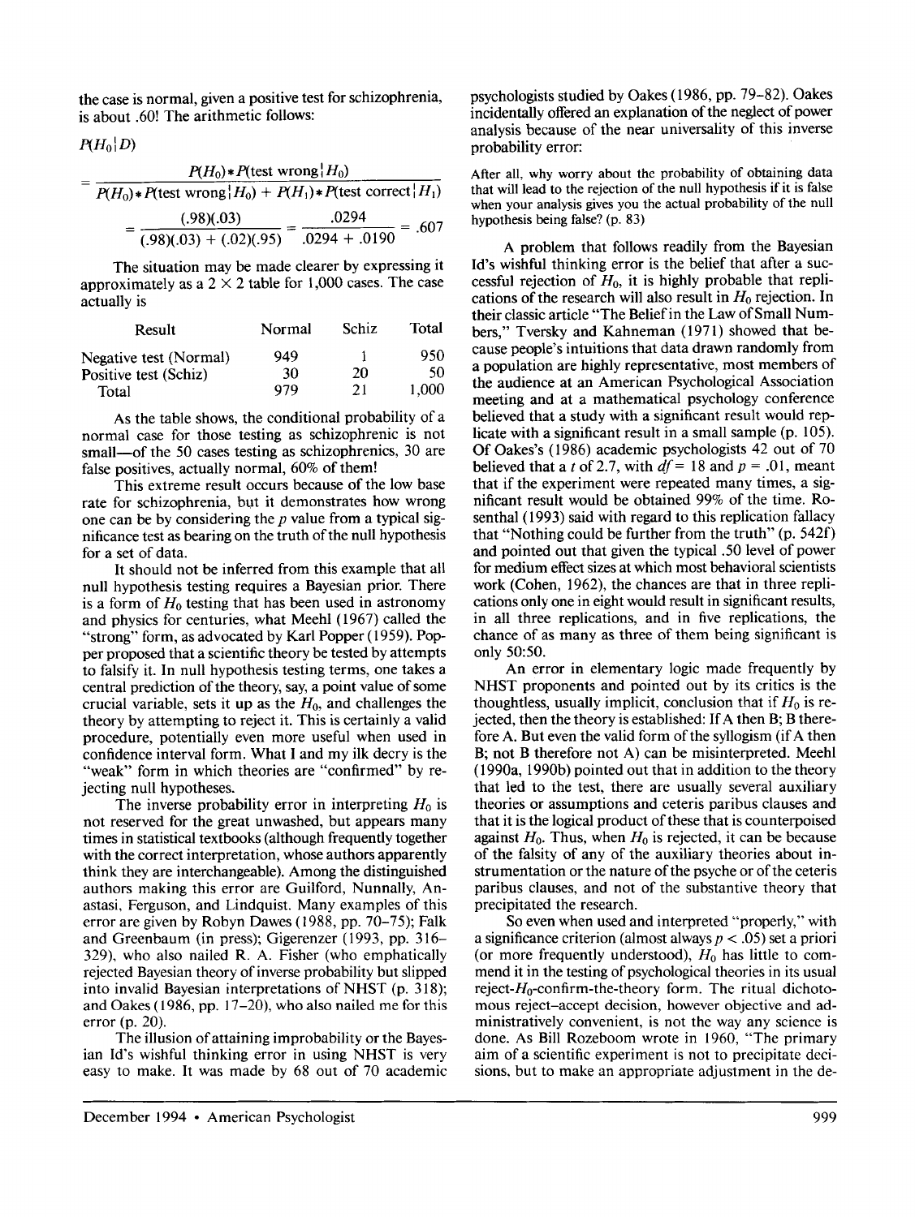the case is normal, given a positive test for schizophrenia, is about .60! The arithmetic follows:

$$P(H_0|D) = \frac{P(H_0) * P(\text{test wrong}|H_0)}{P(H_0) * P(\text{test wrong}|H_0) + P(H_1) * P(\text{test correct}|H_1)}$$

$$= \frac{(.98)(.03)}{(.98)(.03) + (.02)(.95)} = \frac{.0294}{.0294 + .0190} = .607$$

The situation may be made clearer by expressing it approximately as a 2 × 2 table for 1,000 cases. The case actually is

| Result | Normal | Schiz | Total |
|---|---|---|---|
| Negative test (Normal) | 949 | 1 | 950 |
| Positive test (Schiz) | 30 | 20 | 50 |
| Total | 979 | 21 | 1,000 |

As the table shows, the conditional probability of a normal case for those testing as schizophrenic is not small—of the 50 cases testing as schizophrenics, 30 are false positives, actually normal, 60% of them!

This extreme result occurs because of the low base rate for schizophrenia, but it demonstrates how wrong one can be by considering the $p$ value from a typical significance test as bearing on the truth of the null hypothesis for a set of data.

It should not be inferred from this example that all null hypothesis testing requires a Bayesian prior. There is a form of $H_0$ testing that has been used in astronomy and physics for centuries, what Meehl (1967) called the "strong" form, as advocated by Karl Popper (1959). Popper proposed that a scientific theory be tested by attempts to falsify it. In null hypothesis testing terms, one takes a central prediction of the theory, say, a point value of some crucial variable, sets it up as the $H_0$, and challenges the theory by attempting to reject it. This is certainly a valid procedure, potentially even more useful when used in confidence interval form. What I and my ilk decry is the "weak" form in which theories are "confirmed" by rejecting null hypotheses.

The inverse probability error in interpreting $H_0$ is not reserved for the great unwashed, but appears many times in statistical textbooks (although frequently together with the correct interpretation, whose authors apparently think they are interchangeable). Among the distinguished authors making this error are Guilford, Nunnally, Anastasi, Ferguson, and Lindquist. Many examples of this error are given by Robyn Dawes (1988, pp. 70–75); Falk and Greenbaum (in press); Gigerenzer (1993, pp. 316–329), who also nailed R. A. Fisher (who emphatically rejected Bayesian theory of inverse probability but slipped into invalid Bayesian interpretations of NHST (p. 318); and Oakes (1986, pp. 17–20), who also nailed me for this error (p. 20).

The illusion of attaining improbability or the Bayesian Id's wishful thinking error in using NHST is very easy to make. It was made by 68 out of 70 academic psychologists studied by Oakes (1986, pp. 79–82). Oakes incidentally offered an explanation of the neglect of power analysis because of the near universality of this inverse probability error:

> After all, why worry about the probability of obtaining data that will lead to the rejection of the null hypothesis if it is false when your analysis gives you the actual probability of the null hypothesis being false? (p. 83)

A problem that follows readily from the Bayesian Id's wishful thinking error is the belief that after a successful rejection of $H_0$, it is highly probable that replications of the research will also result in $H_0$ rejection. In their classic article "The Belief in the Law of Small Numbers," Tversky and Kahneman (1971) showed that because people's intuitions that data drawn randomly from a population are highly representative, most members of the audience at an American Psychological Association meeting and at a mathematical psychology conference believed that a study with a significant result would replicate with a significant result in a small sample (p. 105). Of Oakes's (1986) academic psychologists 42 out of 70 believed that a $t$ of 2.7, with $df = 18$ and $p = .01$, meant that if the experiment were repeated many times, a significant result would be obtained 99% of the time. Rosenthal (1993) said with regard to this replication fallacy that "Nothing could be further from the truth" (p. 542f) and pointed out that given the typical .50 level of power for medium effect sizes at which most behavioral scientists work (Cohen, 1962), the chances are that in three replications only one in eight would result in significant results, in all three replications, and in five replications, the chance of as many as three of them being significant is only 50:50.

An error in elementary logic made frequently by NHST proponents and pointed out by its critics is the thoughtless, usually implicit, conclusion that if $H_0$ is rejected, then the theory is established: If A then B; B therefore A. But even the valid form of the syllogism (if A then B; not B therefore not A) can be misinterpreted. Meehl (1990a, 1990b) pointed out that in addition to the theory that led to the test, there are usually several auxiliary theories or assumptions and ceteris paribus clauses and that it is the logical product of these that is counterpoised against $H_0$. Thus, when $H_0$ is rejected, it can be because of the falsity of any of the auxiliary theories about instrumentation or the nature of the psyche or of the ceteris paribus clauses, and not of the substantive theory that precipitated the research.

So even when used and interpreted "properly," with a significance criterion (almost always $p < .05$) set a priori (or more frequently understood), $H_0$ has little to commend it in the testing of psychological theories in its usual reject-$H_0$-confirm-the-theory form. The ritual dichotomous reject–accept decision, however objective and administratively convenient, is not the way any science is done. As Bill Rozeboom wrote in 1960, "The primary aim of a scientific experiment is not to precipitate decisions, but to make an appropriate adjustment in the de-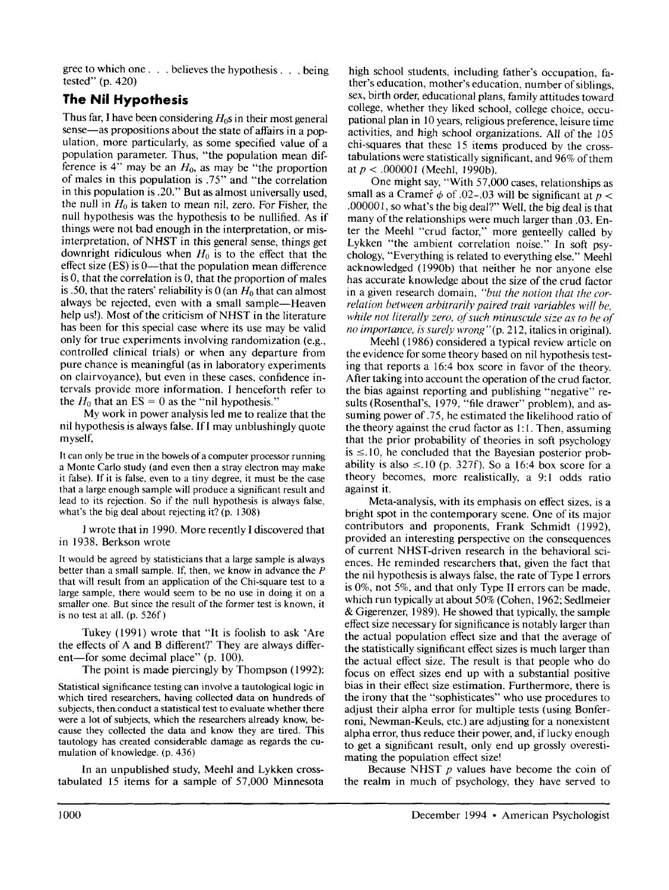gree to which one . . . believes the hypothesis . . . being tested" (p. 420)

## The Nil Hypothesis

Thus far, I have been considering $H_0$s in their most general sense—as propositions about the state of affairs in a population, more particularly, as some specified value of a population parameter. Thus, "the population mean difference is 4" may be an $H_0$, as may be "the proportion of males in this population is .75" and "the correlation in this population is .20." But as almost universally used, the null in $H_0$ is taken to mean nil, zero. For Fisher, the null hypothesis was the hypothesis to be nullified. As if things were not bad enough in the interpretation, or misinterpretation, of NHST in this general sense, things get downright ridiculous when $H_0$ is to the effect that the effect size (ES) is 0—that the population mean difference is 0, that the correlation is 0, that the proportion of males is .50, that the raters' reliability is 0 (an $H_0$ that can almost always be rejected, even with a small sample—Heaven help us!). Most of the criticism of NHST in the literature has been for this special case where its use may be valid only for true experiments involving randomization (e.g., controlled clinical trials) or when any departure from pure chance is meaningful (as in laboratory experiments on clairvoyance), but even in these cases, confidence intervals provide more information. I henceforth refer to the $H_0$ that an ES = 0 as the "nil hypothesis."

My work in power analysis led me to realize that the nil hypothesis is always false. If I may unblushingly quote myself,

> It can only be true in the bowels of a computer processor running a Monte Carlo study (and even then a stray electron may make it false). If it is false, even to a tiny degree, it must be the case that a large enough sample will produce a significant result and lead to its rejection. So if the null hypothesis is always false, what's the big deal about rejecting it? (p. 1308)

I wrote that in 1990. More recently I discovered that in 1938, Berkson wrote

> It would be agreed by statisticians that a large sample is always better than a small sample. If, then, we know in advance the P that will result from an application of the Chi-square test to a large sample, there would seem to be no use in doing it on a smaller one. But since the result of the former test is known, it is no test at all. (p. 526f)

Tukey (1991) wrote that "It is foolish to ask 'Are the effects of A and B different?' They are always different—for some decimal place" (p. 100).

The point is made piercingly by Thompson (1992):

> Statistical significance testing can involve a tautological logic in which tired researchers, having collected data on hundreds of subjects, then conduct a statistical test to evaluate whether there were a lot of subjects, which the researchers already know, because they collected the data and know they are tired. This tautology has created considerable damage as regards the cumulation of knowledge. (p. 436)

In an unpublished study, Meehl and Lykken cross-tabulated 15 items for a sample of 57,000 Minnesota high school students, including father's occupation, father's education, mother's education, number of siblings, sex, birth order, educational plans, family attitudes toward college, whether they liked school, college choice, occupational plan in 10 years, religious preference, leisure time activities, and high school organizations. All of the 105 chi-squares that these 15 items produced by the cross-tabulations were statistically significant, and 96% of them at $p < .000001$ (Meehl, 1990b).

One might say, "With 57,000 cases, relationships as small as a Cramér $\phi$ of .02–.03 will be significant at $p < .000001$, so what's the big deal?" Well, the big deal is that many of the relationships were much larger than .03. Enter the Meehl "crud factor," more genteelly called by Lykken "the ambient correlation noise." In soft psychology, "Everything is related to everything else." Meehl acknowledged (1990b) that neither he nor anyone else has accurate knowledge about the size of the crud factor in a given research domain, *"but the notion that the correlation between arbitrarily paired trait variables will be, while not literally zero, of such minuscule size as to be of no importance, is surely wrong"* (p. 212, italics in original).

Meehl (1986) considered a typical review article on the evidence for some theory based on nil hypothesis testing that reports a 16:4 box score in favor of the theory. After taking into account the operation of the crud factor, the bias against reporting and publishing "negative" results (Rosenthal's, 1979, "file drawer" problem), and assuming power of .75, he estimated the likelihood ratio of the theory against the crud factor as 1:1. Then, assuming that the prior probability of theories in soft psychology is $\leq .10$, he concluded that the Bayesian posterior probability is also $\leq .10$ (p. 327f). So a 16:4 box score for a theory becomes, more realistically, a 9:1 odds ratio against it.

Meta-analysis, with its emphasis on effect sizes, is a bright spot in the contemporary scene. One of its major contributors and proponents, Frank Schmidt (1992), provided an interesting perspective on the consequences of current NHST-driven research in the behavioral sciences. He reminded researchers that, given the fact that the nil hypothesis is always false, the rate of Type I errors is 0%, not 5%, and that only Type II errors can be made, which run typically at about 50% (Cohen, 1962; Sedlmeier & Gigerenzer, 1989). He showed that typically, the sample effect size necessary for significance is notably larger than the actual population effect size and that the average of the statistically significant effect sizes is much larger than the actual effect size. The result is that people who do focus on effect sizes end up with a substantial positive bias in their effect size estimation. Furthermore, there is the irony that the "sophisticates" who use procedures to adjust their alpha error for multiple tests (using Bonferroni, Newman-Keuls, etc.) are adjusting for a nonexistent alpha error, thus reduce their power, and, if lucky enough to get a significant result, only end up grossly overestimating the population effect size!

Because NHST $p$ values have become the coin of the realm in much of psychology, they have served to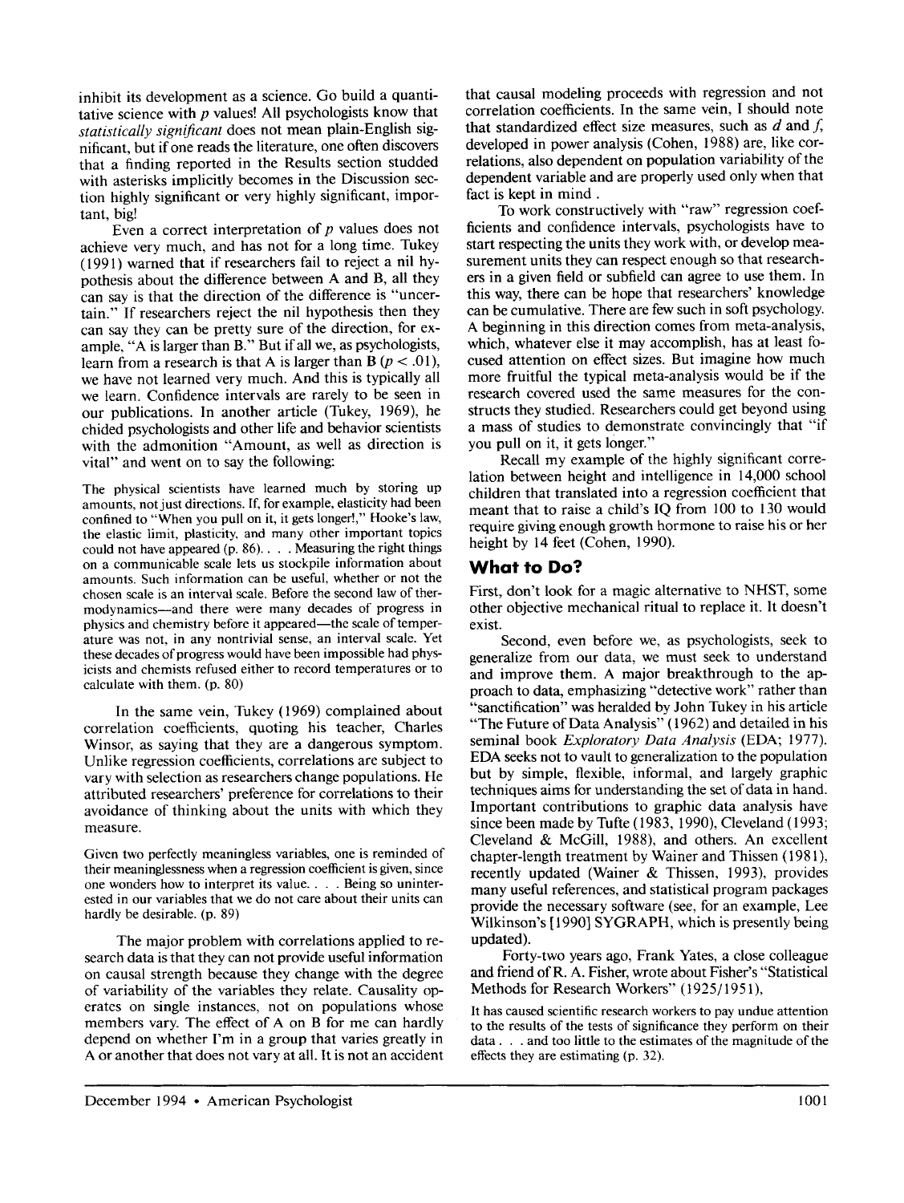inhibit its development as a science. Go build a quantitative science with $p$ values! All psychologists know that *statistically significant* does not mean plain-English significant, but if one reads the literature, one often discovers that a finding reported in the Results section studded with asterisks implicitly becomes in the Discussion section highly significant or very highly significant, important, big!

Even a correct interpretation of $p$ values does not achieve very much, and has not for a long time. Tukey (1991) warned that if researchers fail to reject a nil hypothesis about the difference between A and B, all they can say is that the direction of the difference is "uncertain." If researchers reject the nil hypothesis then they can say they can be pretty sure of the direction, for example, "A is larger than B." But if all we, as psychologists, learn from a research is that A is larger than B ($p < .01$), we have not learned very much. And this is typically all we learn. Confidence intervals are rarely to be seen in our publications. In another article (Tukey, 1969), he chided psychologists and other life and behavior scientists with the admonition "Amount, as well as direction is vital" and went on to say the following:

> The physical scientists have learned much by storing up amounts, not just directions. If, for example, elasticity had been confined to "When you pull on it, it gets longer!," Hooke's law, the elastic limit, plasticity, and many other important topics could not have appeared (p. 86). . . . Measuring the right things on a communicable scale lets us stockpile information about amounts. Such information can be useful, whether or not the chosen scale is an interval scale. Before the second law of thermodynamics—and there were many decades of progress in physics and chemistry before it appeared—the scale of temperature was not, in any nontrivial sense, an interval scale. Yet these decades of progress would have been impossible had physicists and chemists refused either to record temperatures or to calculate with them. (p. 80)

In the same vein, Tukey (1969) complained about correlation coefficients, quoting his teacher, Charles Winsor, as saying that they are a dangerous symptom. Unlike regression coefficients, correlations are subject to vary with selection as researchers change populations. He attributed researchers' preference for correlations to their avoidance of thinking about the units with which they measure.

> Given two perfectly meaningless variables, one is reminded of their meaninglessness when a regression coefficient is given, since one wonders how to interpret its value. . . . Being so uninterested in our variables that we do not care about their units can hardly be desirable. (p. 89)

The major problem with correlations applied to research data is that they can not provide useful information on causal strength because they change with the degree of variability of the variables they relate. Causality operates on single instances, not on populations whose members vary. The effect of A on B for me can hardly depend on whether I'm in a group that varies greatly in A or another that does not vary at all. It is not an accident that causal modeling proceeds with regression and not correlation coefficients. In the same vein, I should note that standardized effect size measures, such as $d$ and $f$, developed in power analysis (Cohen, 1988) are, like correlations, also dependent on population variability of the dependent variable and are properly used only when that fact is kept in mind .

To work constructively with "raw" regression coefficients and confidence intervals, psychologists have to start respecting the units they work with, or develop measurement units they can respect enough so that researchers in a given field or subfield can agree to use them. In this way, there can be hope that researchers' knowledge can be cumulative. There are few such in soft psychology. A beginning in this direction comes from meta-analysis, which, whatever else it may accomplish, has at least focused attention on effect sizes. But imagine how much more fruitful the typical meta-analysis would be if the research covered used the same measures for the constructs they studied. Researchers could get beyond using a mass of studies to demonstrate convincingly that "if you pull on it, it gets longer."

Recall my example of the highly significant correlation between height and intelligence in 14,000 school children that translated into a regression coefficient that meant that to raise a child's IQ from 100 to 130 would require giving enough growth hormone to raise his or her height by 14 feet (Cohen, 1990).

## What to Do?

First, don't look for a magic alternative to NHST, some other objective mechanical ritual to replace it. It doesn't exist.

Second, even before we, as psychologists, seek to generalize from our data, we must seek to understand and improve them. A major breakthrough to the approach to data, emphasizing "detective work" rather than "sanctification" was heralded by John Tukey in his article "The Future of Data Analysis" (1962) and detailed in his seminal book *Exploratory Data Analysis* (EDA; 1977). EDA seeks not to vault to generalization to the population but by simple, flexible, informal, and largely graphic techniques aims for understanding the set of data in hand. Important contributions to graphic data analysis have since been made by Tufte (1983, 1990), Cleveland (1993; Cleveland & McGill, 1988), and others. An excellent chapter-length treatment by Wainer and Thissen (1981), recently updated (Wainer & Thissen, 1993), provides many useful references, and statistical program packages provide the necessary software (see, for an example, Lee Wilkinson's [1990] SYGRAPH, which is presently being updated).

Forty-two years ago, Frank Yates, a close colleague and friend of R. A. Fisher, wrote about Fisher's "Statistical Methods for Research Workers" (1925/1951),

> It has caused scientific research workers to pay undue attention to the results of the tests of significance they perform on their data . . . and too little to the estimates of the magnitude of the effects they are estimating (p. 32).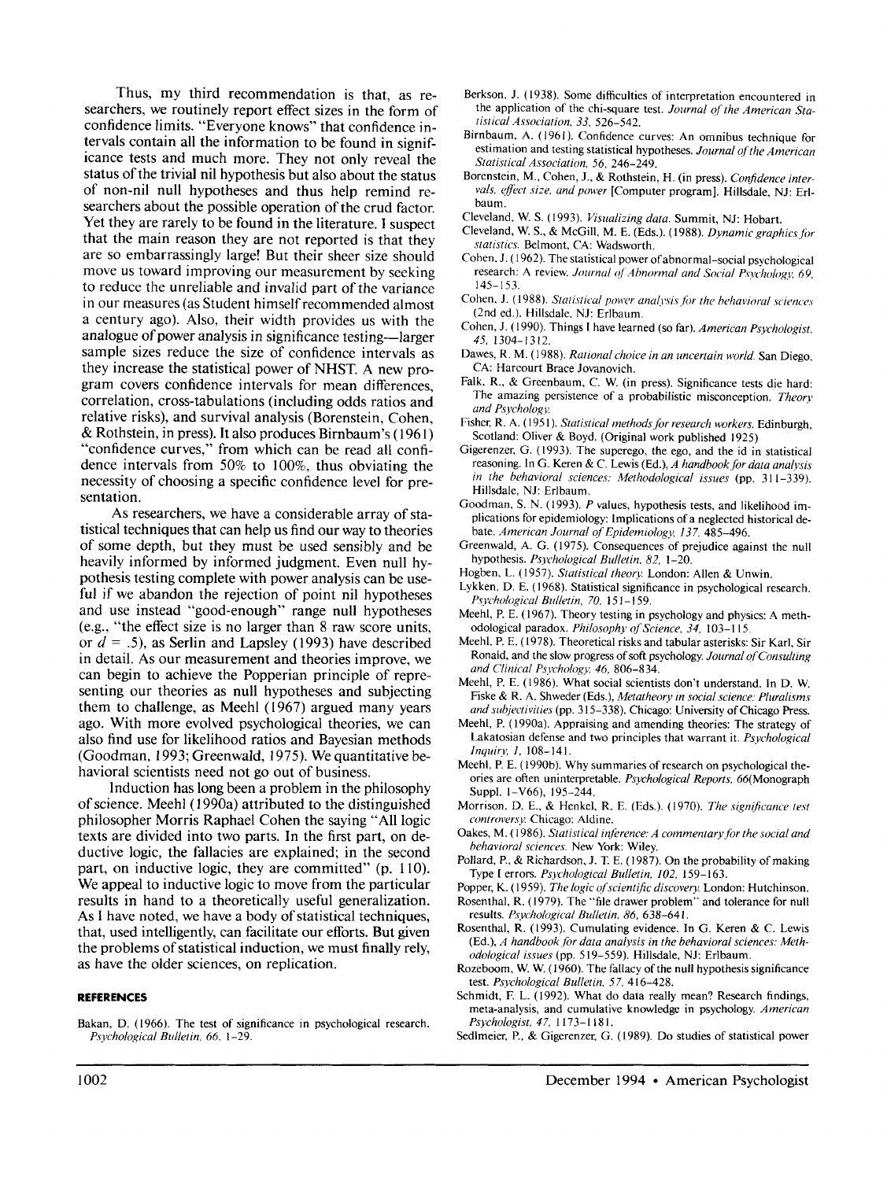Thus, my third recommendation is that, as researchers, we routinely report effect sizes in the form of confidence limits. "Everyone knows" that confidence intervals contain all the information to be found in significance tests and much more. They not only reveal the status of the trivial nil hypothesis but also about the status of non-nil null hypotheses and thus help remind researchers about the possible operation of the crud factor. Yet they are rarely to be found in the literature. I suspect that the main reason they are not reported is that they are so embarrassingly large! But their sheer size should move us toward improving our measurement by seeking to reduce the unreliable and invalid part of the variance in our measures (as Student himself recommended almost a century ago). Also, their width provides us with the analogue of power analysis in significance testing—larger sample sizes reduce the size of confidence intervals as they increase the statistical power of NHST. A new program covers confidence intervals for mean differences, correlation, cross-tabulations (including odds ratios and relative risks), and survival analysis (Borenstein, Cohen, & Rothstein, in press). It also produces Birnbaum's (1961) "confidence curves," from which can be read all confidence intervals from 50% to 100%, thus obviating the necessity of choosing a specific confidence level for presentation.

As researchers, we have a considerable array of statistical techniques that can help us find our way to theories of some depth, but they must be used sensibly and be heavily informed by informed judgment. Even null hypothesis testing complete with power analysis can be useful if we abandon the rejection of point nil hypotheses and use instead "good-enough" range null hypotheses (e.g., "the effect size is no larger than 8 raw score units, or $d = .5$), as Serlin and Lapsley (1993) have described in detail. As our measurement and theories improve, we can begin to achieve the Popperian principle of representing our theories as null hypotheses and subjecting them to challenge, as Meehl (1967) argued many years ago. With more evolved psychological theories, we can also find use for likelihood ratios and Bayesian methods (Goodman, 1993; Greenwald, 1975). We quantitative behavioral scientists need not go out of business.

Induction has long been a problem in the philosophy of science. Meehl (1990a) attributed to the distinguished philosopher Morris Raphael Cohen the saying "All logic texts are divided into two parts. In the first part, on deductive logic, the fallacies are explained; in the second part, on inductive logic, they are committed" (p. 110). We appeal to inductive logic to move from the particular results in hand to a theoretically useful generalization. As I have noted, we have a body of statistical techniques, that, used intelligently, can facilitate our efforts. But given the problems of statistical induction, we must finally rely, as have the older sciences, on replication.

## REFERENCES

Bakan, D. (1966). The test of significance in psychological research. *Psychological Bulletin, 66,* 1–29.

Berkson, J. (1938). Some difficulties of interpretation encountered in the application of the chi-square test. *Journal of the American Statistical Association, 33,* 526–542.

Birnbaum, A. (1961). Confidence curves: An omnibus technique for estimation and testing statistical hypotheses. *Journal of the American Statistical Association, 56,* 246–249.

Borenstein, M., Cohen, J., & Rothstein, H. (in press). *Confidence intervals, effect size, and power* [Computer program]. Hillsdale, NJ: Erlbaum.

Cleveland, W. S. (1993). *Visualizing data.* Summit, NJ: Hobart.

Cleveland, W. S., & McGill, M. E. (Eds.). (1988). *Dynamic graphics for statistics.* Belmont, CA: Wadsworth.

Cohen, J. (1962). The statistical power of abnormal-social psychological research: A review. *Journal of Abnormal and Social Psychology, 69,* 145–153.

Cohen, J. (1988). *Statistical power analysis for the behavioral sciences* (2nd ed.). Hillsdale, NJ: Erlbaum.

Cohen, J. (1990). Things I have learned (so far). *American Psychologist, 45,* 1304–1312.

Dawes, R. M. (1988). *Rational choice in an uncertain world.* San Diego, CA: Harcourt Brace Jovanovich.

Falk, R., & Greenbaum, C. W. (in press). Significance tests die hard: The amazing persistence of a probabilistic misconception. *Theory and Psychology.*

Fisher, R. A. (1951). *Statistical methods for research workers.* Edinburgh, Scotland: Oliver & Boyd. (Original work published 1925)

Gigerenzer, G. (1993). The superego, the ego, and the id in statistical reasoning. In G. Keren & C. Lewis (Ed.), *A handbook for data analysis in the behavioral sciences: Methodological issues* (pp. 311–339). Hillsdale, NJ: Erlbaum.

Goodman, S. N. (1993). *P* values, hypothesis tests, and likelihood implications for epidemiology: Implications of a neglected historical debate. *American Journal of Epidemiology, 137,* 485–496.

Greenwald, A. G. (1975). Consequences of prejudice against the null hypothesis. *Psychological Bulletin, 82,* 1–20.

Hogben, L. (1957). *Statistical theory.* London: Allen & Unwin.

Lykken, D. E. (1968). Statistical significance in psychological research. *Psychological Bulletin, 70,* 151–159.

Meehl, P. E. (1967). Theory testing in psychology and physics: A methodological paradox. *Philosophy of Science, 34,* 103–115.

Meehl, P. E. (1978). Theoretical risks and tabular asterisks: Sir Karl, Sir Ronald, and the slow progress of soft psychology. *Journal of Consulting and Clinical Psychology, 46,* 806–834.

Meehl, P. E. (1986). What social scientists don't understand. In D. W. Fiske & R. A. Shweder (Eds.), *Metatheory in social science: Pluralisms and subjectivities* (pp. 315–338). Chicago: University of Chicago Press.

Meehl, P. (1990a). Appraising and amending theories: The strategy of Lakatosian defense and two principles that warrant it. *Psychological Inquiry, 1,* 108–141.

Meehl, P. E. (1990b). Why summaries of research on psychological theories are often uninterpretable. *Psychological Reports, 66*(Monograph Suppl. 1-V66), 195–244.

Morrison, D. E., & Henkel, R. E. (Eds.). (1970). *The significance test controversy.* Chicago: Aldine.

Oakes, M. (1986). *Statistical inference: A commentary for the social and behavioral sciences.* New York: Wiley.

Pollard, P., & Richardson, J. T. E. (1987). On the probability of making Type I errors. *Psychological Bulletin, 102,* 159–163.

Popper, K. (1959). *The logic of scientific discovery.* London: Hutchinson.

Rosenthal, R. (1979). The "file drawer problem" and tolerance for null results. *Psychological Bulletin, 86,* 638–641.

Rosenthal, R. (1993). Cumulating evidence. In G. Keren & C. Lewis (Ed.), *A handbook for data analysis in the behavioral sciences: Methodological issues* (pp. 519–559). Hillsdale, NJ: Erlbaum.

Rozeboom, W. W. (1960). The fallacy of the null hypothesis significance test. *Psychological Bulletin, 57,* 416–428.

Schmidt, F. L. (1992). What do data really mean? Research findings, meta-analysis, and cumulative knowledge in psychology. *American Psychologist, 47,* 1173–1181.

Sedlmeier, P., & Gigerenzer, G. (1989). Do studies of statistical power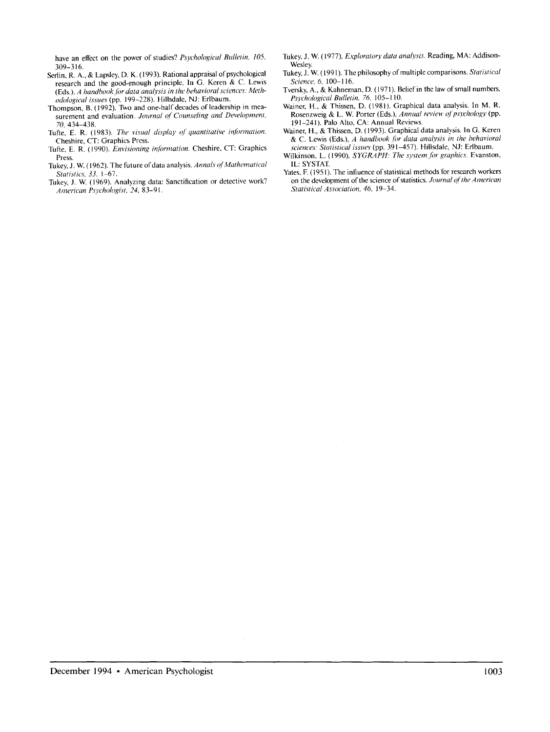have an effect on the power of studies? *Psychological Bulletin, 105,* 309–316.

Serlin, R. A., & Lapsley, D. K. (1993). Rational appraisal of psychological research and the good-enough principle. In G. Keren & C. Lewis (Eds.), *A handbook for data analysis in the behavioral sciences: Methodological issues* (pp. 199–228). Hillsdale, NJ: Erlbaum.

Thompson, B. (1992). Two and one-half decades of leadership in measurement and evaluation. *Journal of Counseling and Development, 70,* 434–438.

Tufte, E. R. (1983). *The visual display of quantitative information.* Cheshire, CT: Graphics Press.

Tufte, E. R. (1990). *Envisioning information.* Cheshire, CT: Graphics Press.

Tukey, J. W. (1962). The future of data analysis. *Annals of Mathematical Statistics, 33,* 1–67.

Tukey, J. W. (1969). Analyzing data: Sanctification or detective work? *American Psychologist, 24,* 83–91.

Tukey, J. W. (1977). *Exploratory data analysis.* Reading, MA: Addison-Wesley.

Tukey, J. W. (1991). The philosophy of multiple comparisons. *Statistical Science, 6,* 100–116.

Tversky, A., & Kahneman, D. (1971). Belief in the law of small numbers. *Psychological Bulletin, 76,* 105–110.

Wainer, H., & Thissen, D. (1981). Graphical data analysis. In M. R. Rosenzweig & L. W. Porter (Eds.), *Annual review of psychology* (pp. 191–241). Palo Alto, CA: Annual Reviews.

Wainer, H., & Thissen, D. (1993). Graphical data analysis. In G. Keren & C. Lewis (Eds.), *A handbook for data analysis in the behavioral sciences: Statistical issues* (pp. 391–457). Hillsdale, NJ: Erlbaum.

Wilkinson, L. (1990). *SYGRAPH: The system for graphics.* Evanston, IL: SYSTAT.

Yates, F. (1951). The influence of statistical methods for research workers on the development of the science of statistics. *Journal of the American Statistical Association, 46,* 19–34.